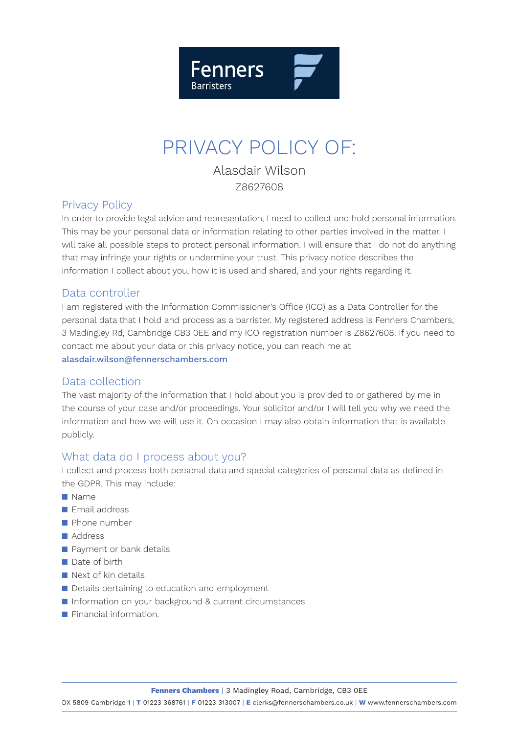Fenners
Barristers

# PRIVACY POLICY OF:

Alasdair Wilson

Z8627608

## Privacy Policy

In order to provide legal advice and representation, I need to collect and hold personal information. This may be your personal data or information relating to other parties involved in the matter. I will take all possible steps to protect personal information. I will ensure that I do not do anything that may infringe your rights or undermine your trust. This privacy notice describes the information I collect about you, how it is used and shared, and your rights regarding it.

## Data controller

I am registered with the Information Commissioner's Office (ICO) as a Data Controller for the personal data that I hold and process as a barrister. My registered address is Fenners Chambers, 3 Madingley Rd, Cambridge CB3 0EE and my ICO registration number is Z8627608. If you need to contact me about your data or this privacy notice, you can reach me at **alasdair.wilson@fennerschambers.com**

## Data collection

The vast majority of the information that I hold about you is provided to or gathered by me in the course of your case and/or proceedings. Your solicitor and/or I will tell you why we need the information and how we will use it. On occasion I may also obtain information that is available publicly.

## What data do I process about you?

I collect and process both personal data and special categories of personal data as defined in the GDPR. This may include:

- Name
- Email address
- Phone number
- Address
- Payment or bank details
- Date of birth
- Next of kin details
- Details pertaining to education and employment
- Information on your background & current circumstances
- Financial information.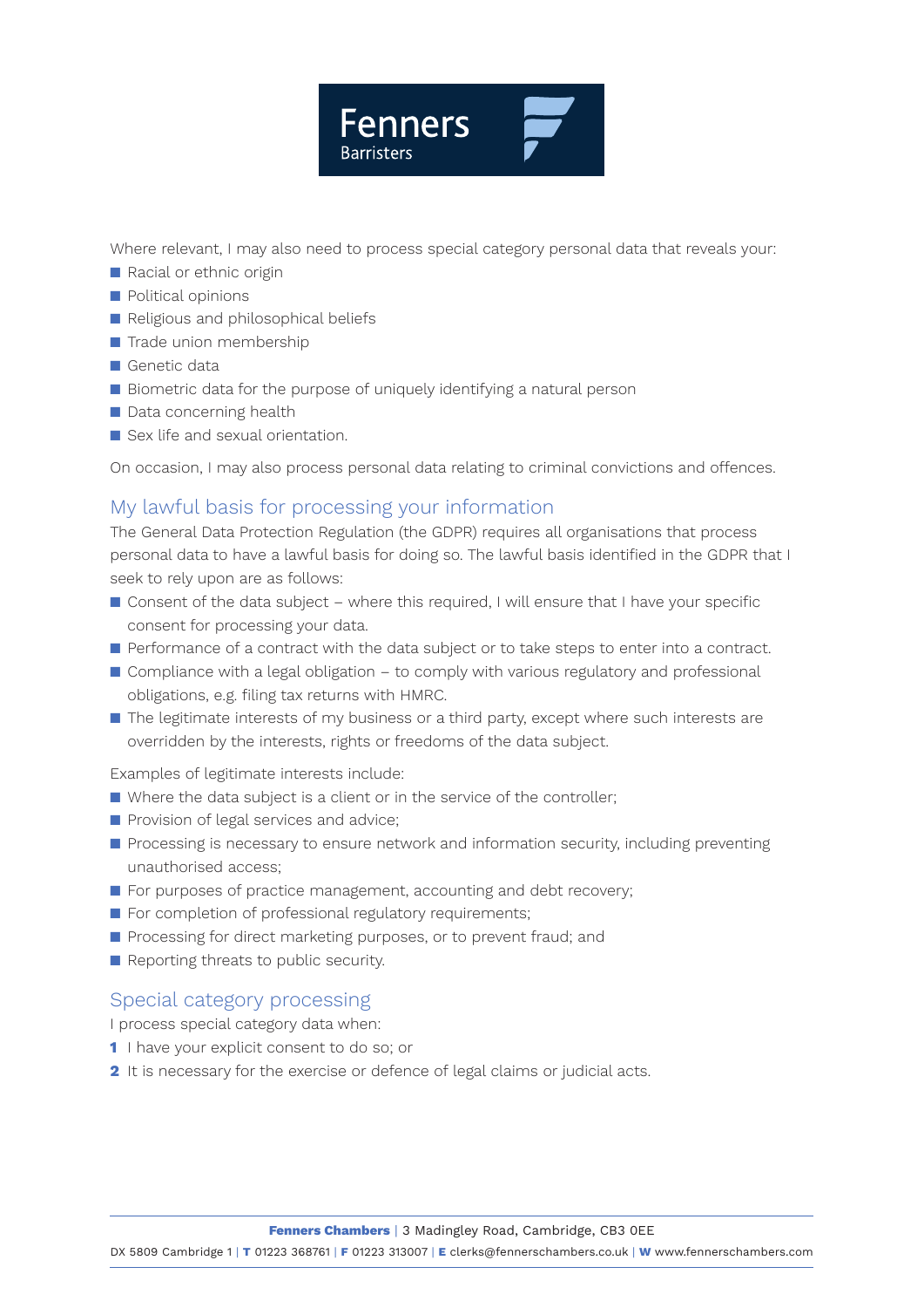Where relevant, I may also need to process special category personal data that reveals your:

- Racial or ethnic origin
- Political opinions
- Religious and philosophical beliefs
- Trade union membership
- Genetic data
- Biometric data for the purpose of uniquely identifying a natural person
- Data concerning health
- Sex life and sexual orientation.

On occasion, I may also process personal data relating to criminal convictions and offences.

## My lawful basis for processing your information

The General Data Protection Regulation (the GDPR) requires all organisations that process personal data to have a lawful basis for doing so. The lawful basis identified in the GDPR that I seek to rely upon are as follows:

- Consent of the data subject – where this required, I will ensure that I have your specific consent for processing your data.
- Performance of a contract with the data subject or to take steps to enter into a contract.
- Compliance with a legal obligation – to comply with various regulatory and professional obligations, e.g. filing tax returns with HMRC.
- The legitimate interests of my business or a third party, except where such interests are overridden by the interests, rights or freedoms of the data subject.

Examples of legitimate interests include:

- Where the data subject is a client or in the service of the controller;
- Provision of legal services and advice;
- Processing is necessary to ensure network and information security, including preventing unauthorised access;
- For purposes of practice management, accounting and debt recovery;
- For completion of professional regulatory requirements;
- Processing for direct marketing purposes, or to prevent fraud; and
- Reporting threats to public security.

## Special category processing

I process special category data when:

1. I have your explicit consent to do so; or
2. It is necessary for the exercise or defence of legal claims or judicial acts.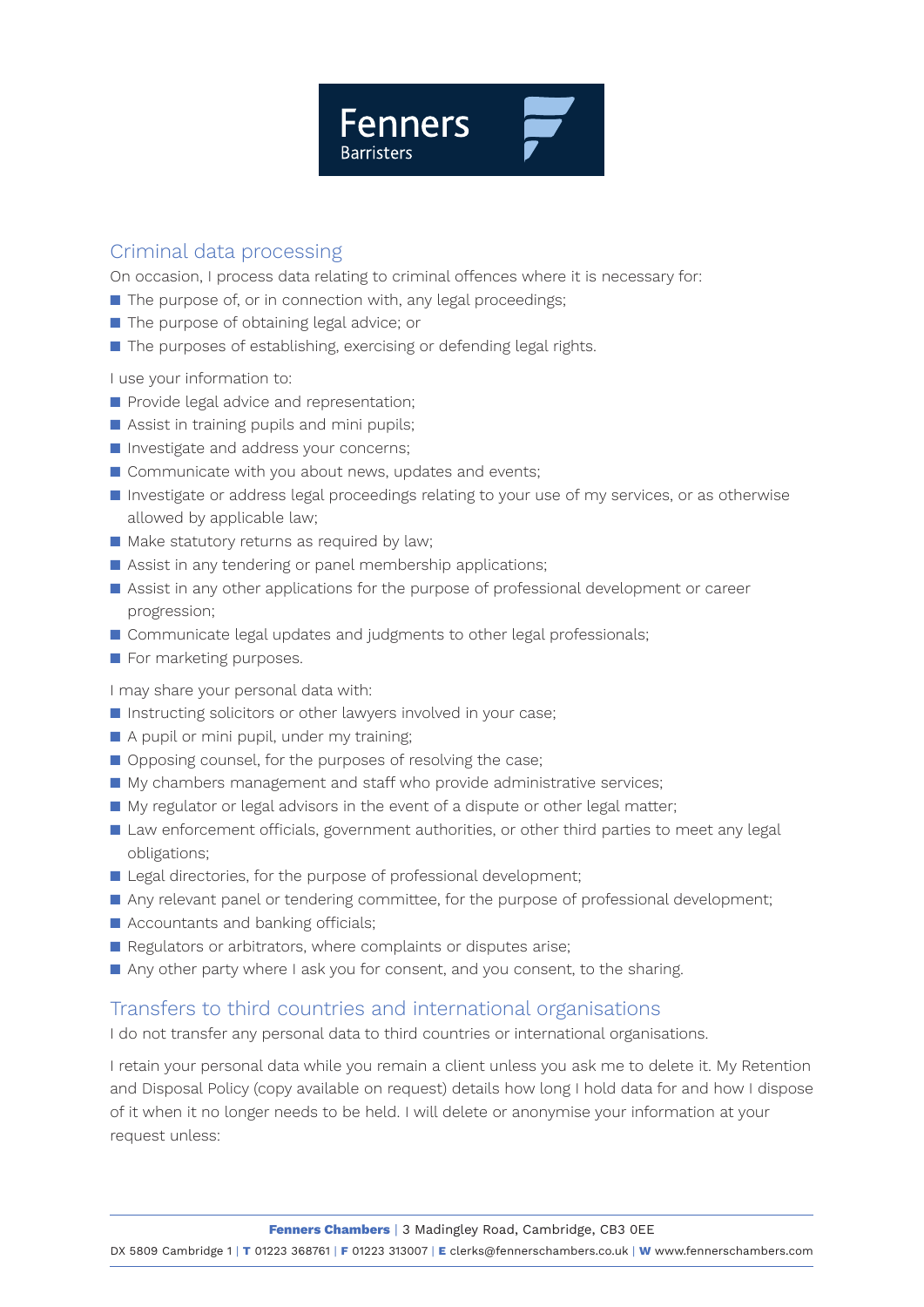## Criminal data processing

On occasion, I process data relating to criminal offences where it is necessary for:

- The purpose of, or in connection with, any legal proceedings;
- The purpose of obtaining legal advice; or
- The purposes of establishing, exercising or defending legal rights.

I use your information to:

- Provide legal advice and representation;
- Assist in training pupils and mini pupils;
- Investigate and address your concerns;
- Communicate with you about news, updates and events;
- Investigate or address legal proceedings relating to your use of my services, or as otherwise allowed by applicable law;
- Make statutory returns as required by law;
- Assist in any tendering or panel membership applications;
- Assist in any other applications for the purpose of professional development or career progression;
- Communicate legal updates and judgments to other legal professionals;
- For marketing purposes.

I may share your personal data with:

- Instructing solicitors or other lawyers involved in your case;
- A pupil or mini pupil, under my training;
- Opposing counsel, for the purposes of resolving the case;
- My chambers management and staff who provide administrative services;
- My regulator or legal advisors in the event of a dispute or other legal matter;
- Law enforcement officials, government authorities, or other third parties to meet any legal obligations;
- Legal directories, for the purpose of professional development;
- Any relevant panel or tendering committee, for the purpose of professional development;
- Accountants and banking officials;
- Regulators or arbitrators, where complaints or disputes arise;
- Any other party where I ask you for consent, and you consent, to the sharing.

## Transfers to third countries and international organisations

I do not transfer any personal data to third countries or international organisations.

I retain your personal data while you remain a client unless you ask me to delete it. My Retention and Disposal Policy (copy available on request) details how long I hold data for and how I dispose of it when it no longer needs to be held. I will delete or anonymise your information at your request unless: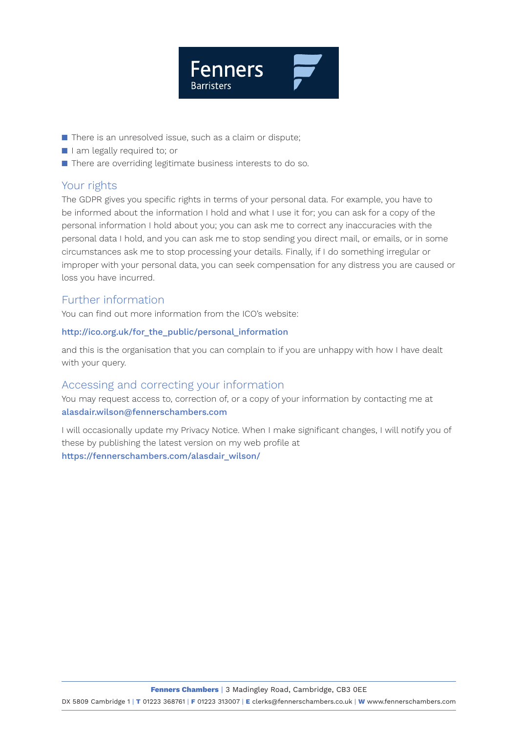- There is an unresolved issue, such as a claim or dispute;
- I am legally required to; or
- There are overriding legitimate business interests to do so.

## Your rights

The GDPR gives you specific rights in terms of your personal data. For example, you have to be informed about the information I hold and what I use it for; you can ask for a copy of the personal information I hold about you; you can ask me to correct any inaccuracies with the personal data I hold, and you can ask me to stop sending you direct mail, or emails, or in some circumstances ask me to stop processing your details. Finally, if I do something irregular or improper with your personal data, you can seek compensation for any distress you are caused or loss you have incurred.

## Further information

You can find out more information from the ICO's website:

http://ico.org.uk/for_the_public/personal_information

and this is the organisation that you can complain to if you are unhappy with how I have dealt with your query.

## Accessing and correcting your information

You may request access to, correction of, or a copy of your information by contacting me at alasdair.wilson@fennerschambers.com

I will occasionally update my Privacy Notice. When I make significant changes, I will notify you of these by publishing the latest version on my web profile at https://fennerschambers.com/alasdair_wilson/